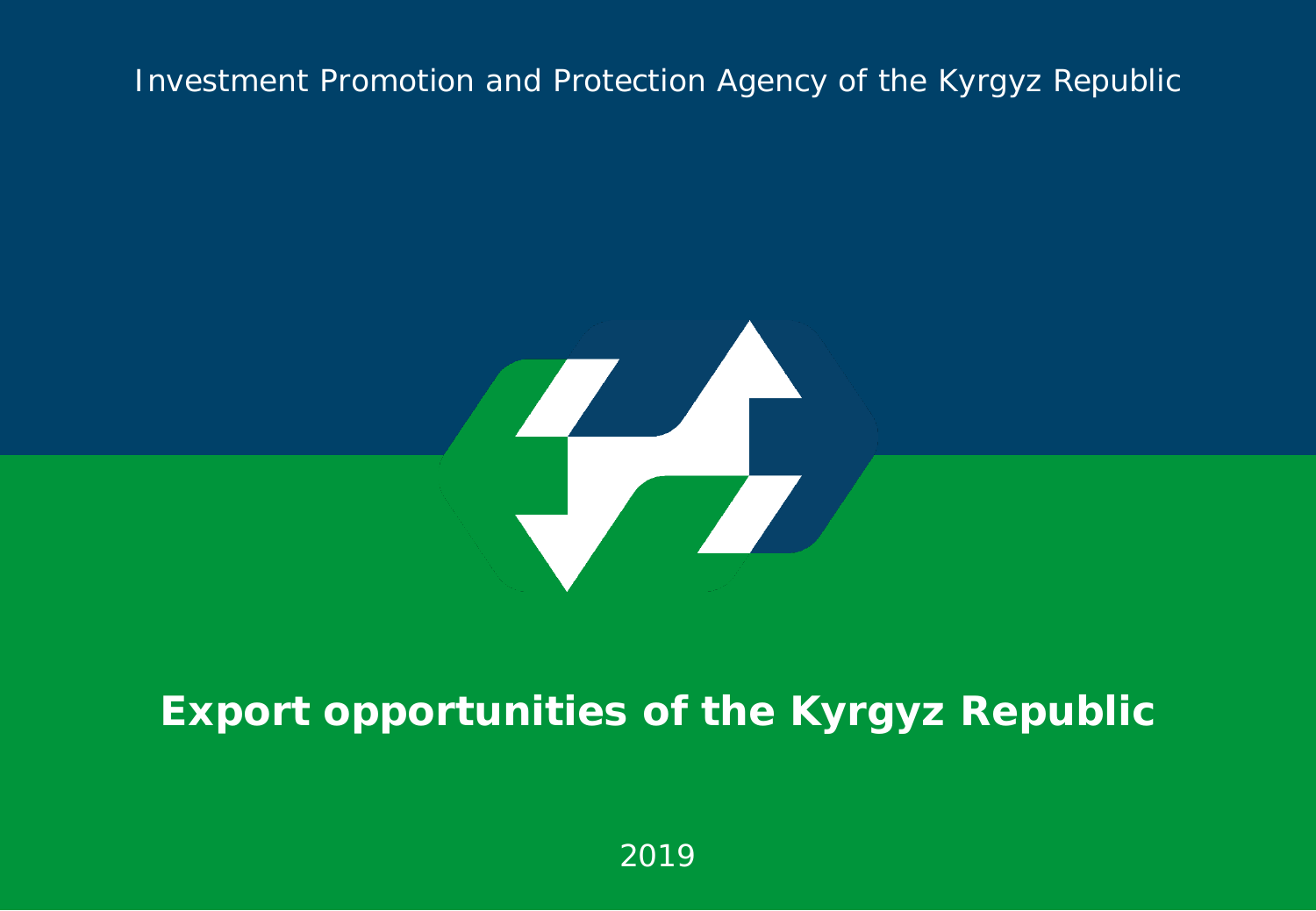Investment Promotion and Protection Agency of the Kyrgyz Republic

# Export opportunities of the Kyrgyz Republic

2019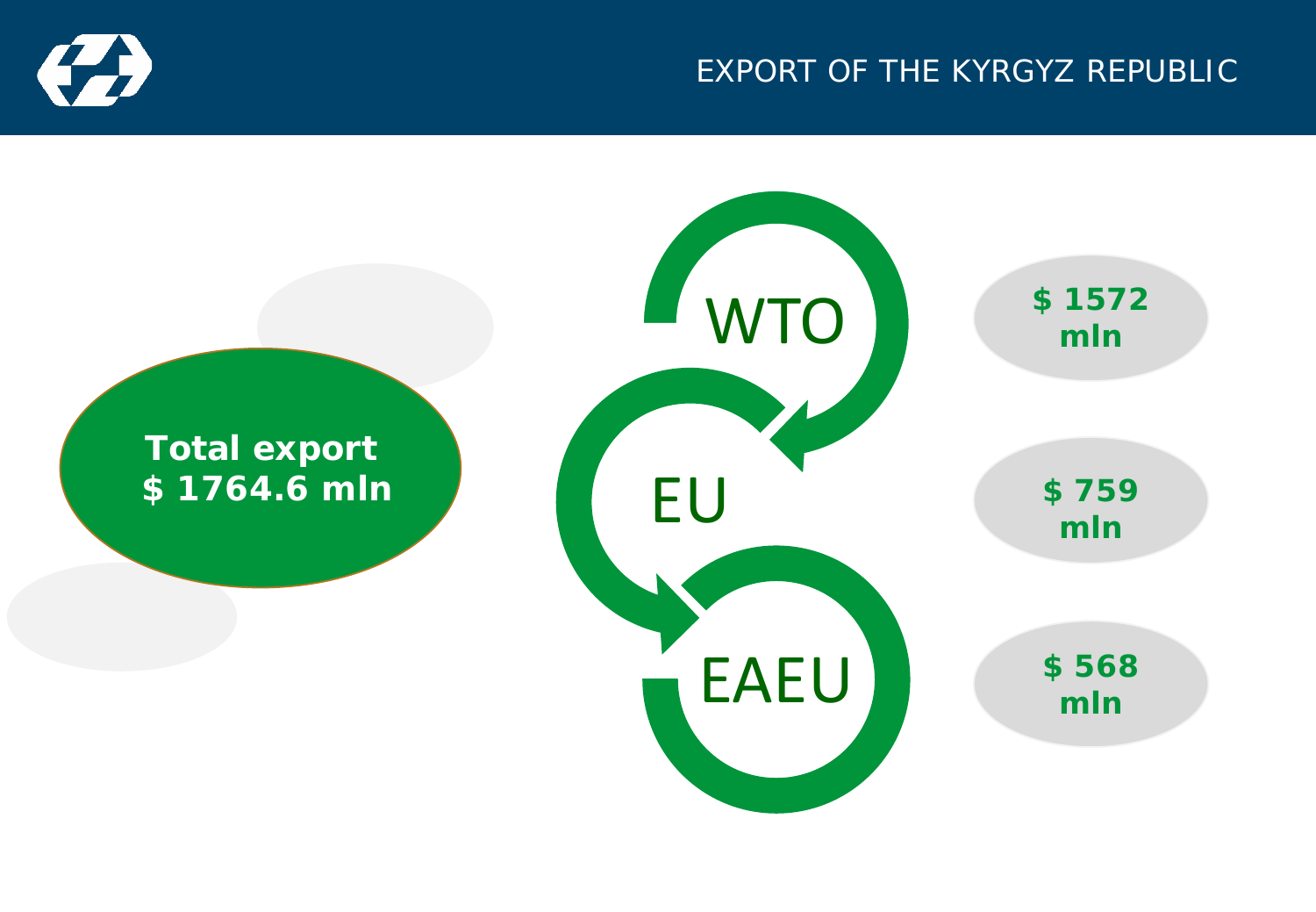# EXPORT OF THE KYRGYZ REPUBLIC

**Total export $ 1764.6 mln**

| | |
|---|---|
| WTO | **$ 1572 mln** |
| EU | **$ 759 mln** |
| EAEU | **$ 568 mln** |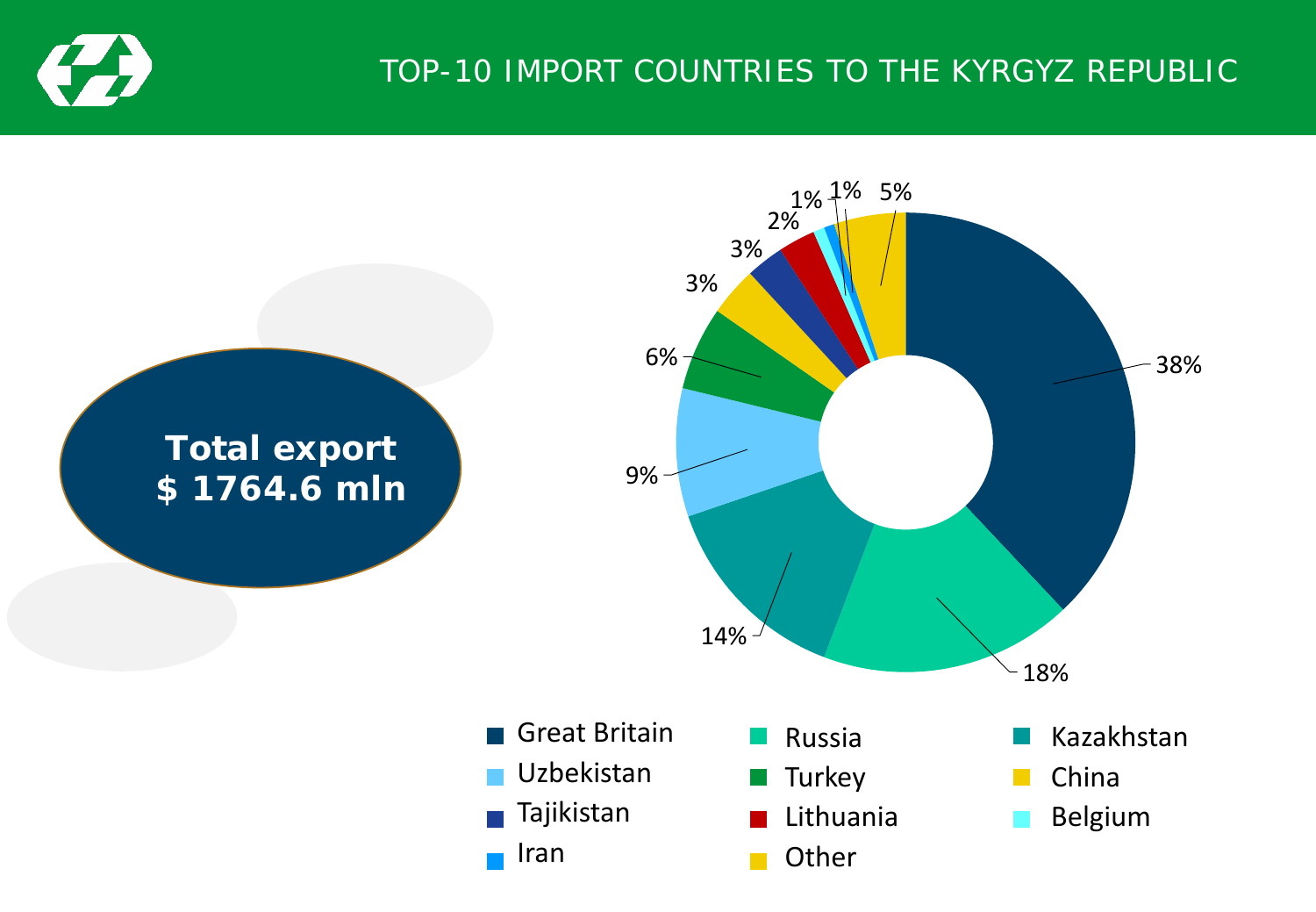# TOP-10 IMPORT COUNTRIES TO THE KYRGYZ REPUBLIC

**Total export**
**$ 1764.6 mln**

| Country | Share |
|---|---|
| Great Britain | 38% |
| Russia | 18% |
| Kazakhstan | 14% |
| Uzbekistan | 9% |
| Turkey | 6% |
| China | 3% |
| Tajikistan | 3% |
| Lithuania | 2% |
| Belgium | 1% |
| Iran | 1% |
| Other | 5% |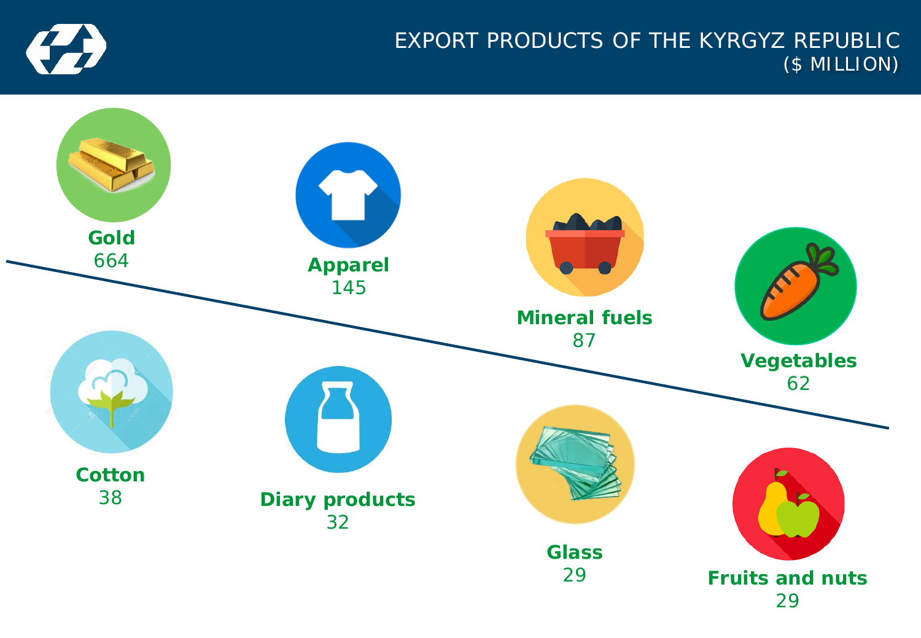# EXPORT PRODUCTS OF THE KYRGYZ REPUBLIC
## ($ MILLION)

**Gold**
664

**Apparel**
145

**Mineral fuels**
87

**Vegetables**
62

**Cotton**
38

**Diary products**
32

**Glass**
29

**Fruits and nuts**
29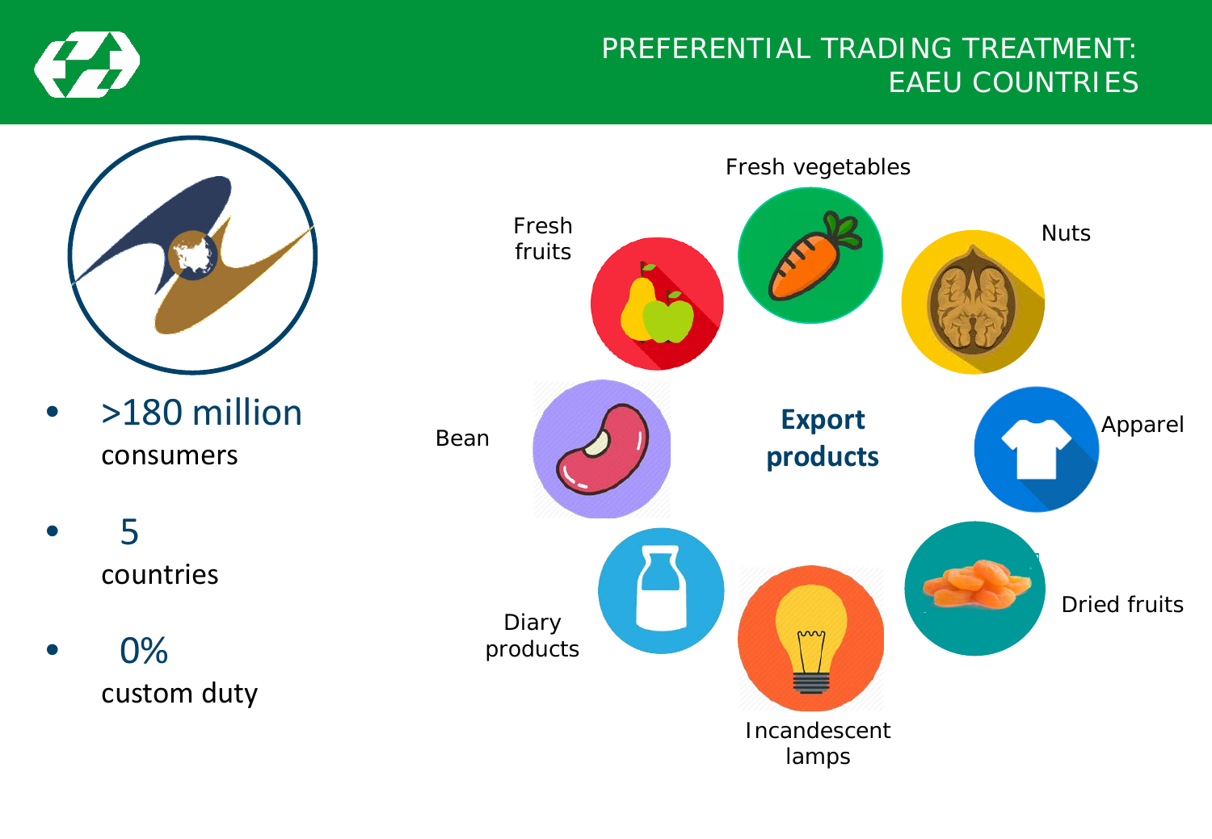# PREFERENTIAL TRADING TREATMENT: EAEU COUNTRIES

- **>180 million** consumers
- **5** countries
- **0%** custom duty

## Export products

- Fresh fruits
- Fresh vegetables
- Nuts
- Apparel
- Dried fruits
- Incandescent lamps
- Diary products
- Bean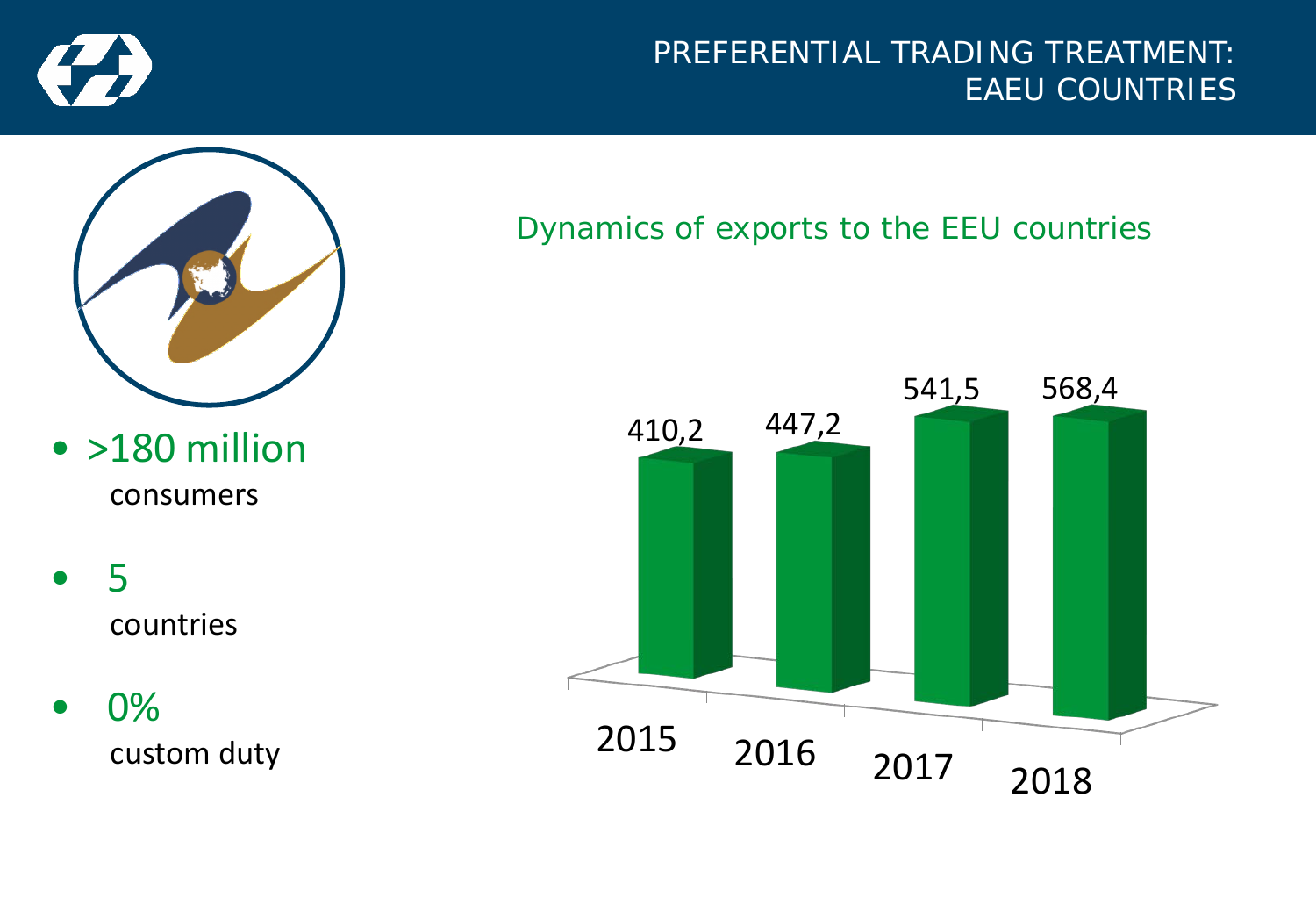# PREFERENTIAL TRADING TREATMENT: EAEU COUNTRIES

- >180 million
  consumers
- 5
  countries
- 0%
  custom duty

## Dynamics of exports to the EEU countries

| Year | Exports |
|---|---|
| 2015 | 410,2 |
| 2016 | 447,2 |
| 2017 | 541,5 |
| 2018 | 568,4 |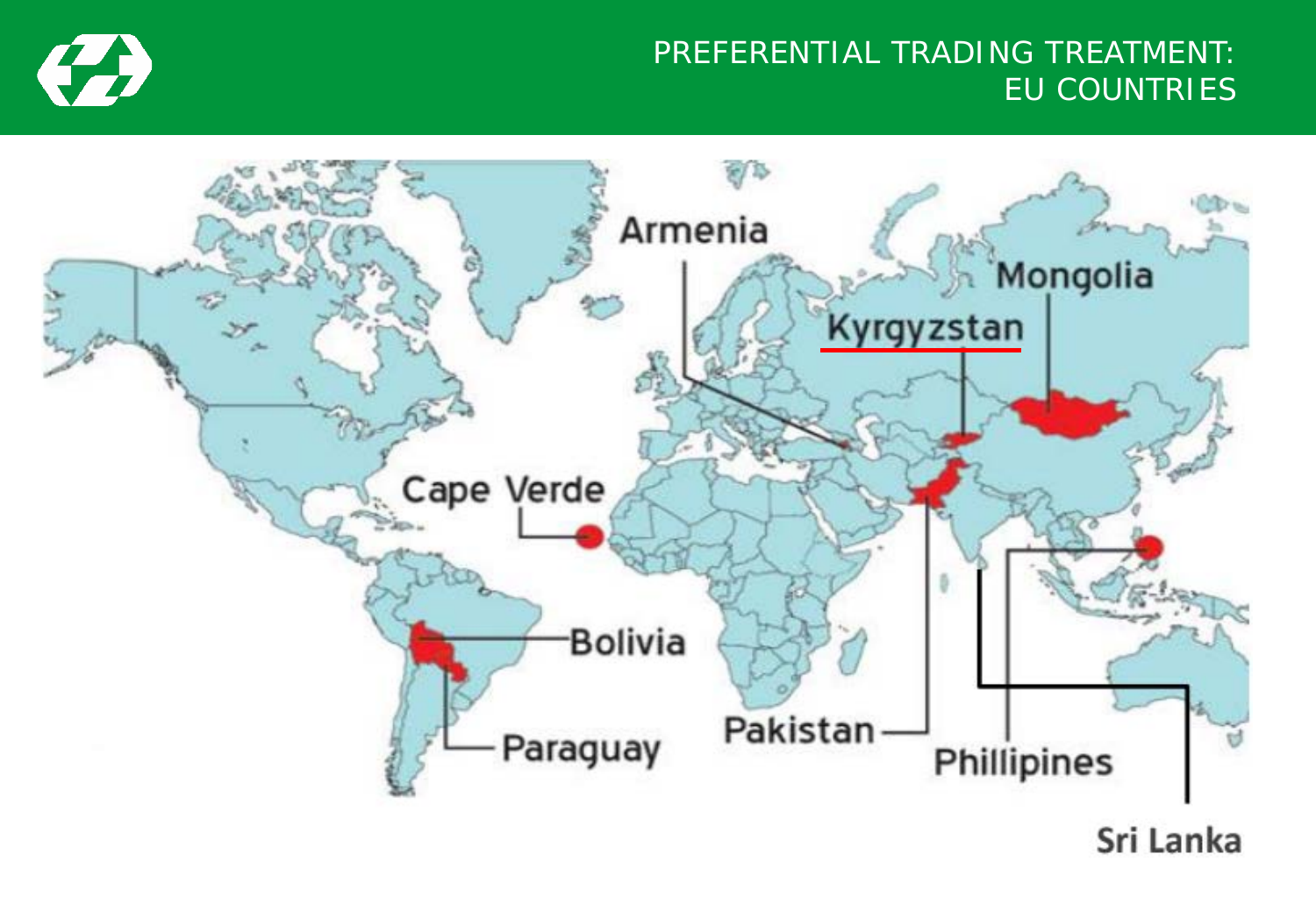# PREFERENTIAL TRADING TREATMENT: EU COUNTRIES

Armenia

Mongolia

Kyrgyzstan

Cape Verde

Bolivia

Paraguay

Pakistan

Phillipines

Sri Lanka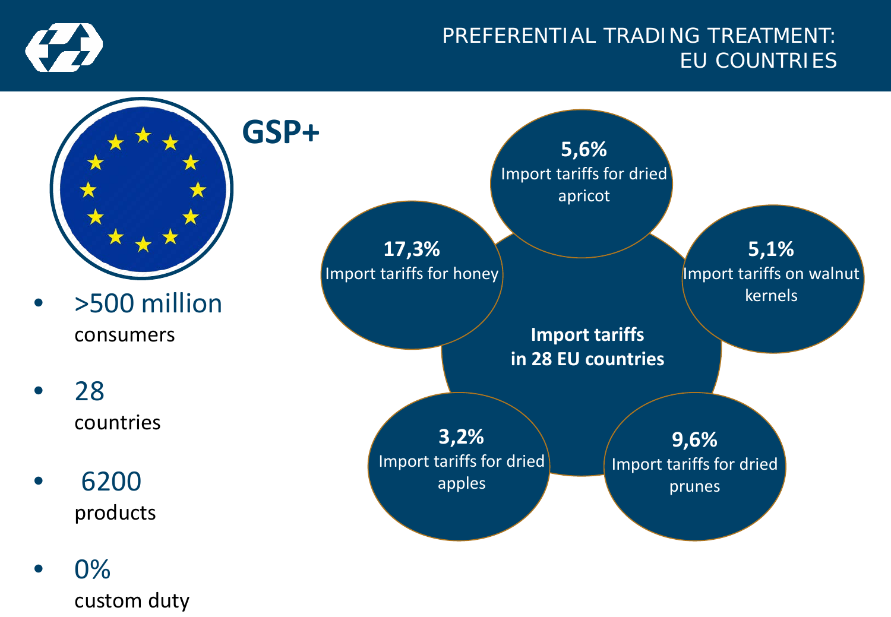# PREFERENTIAL TRADING TREATMENT: EU COUNTRIES

## GSP+

- >500 million consumers
- 28 countries
- 6200 products
- 0% custom duty

**Import tariffs in 28 EU countries**

- **5,6%** Import tariffs for dried apricot
- **5,1%** Import tariffs on walnut kernels
- **9,6%** Import tariffs for dried prunes
- **3,2%** Import tariffs for dried apples
- **17,3%** Import tariffs for honey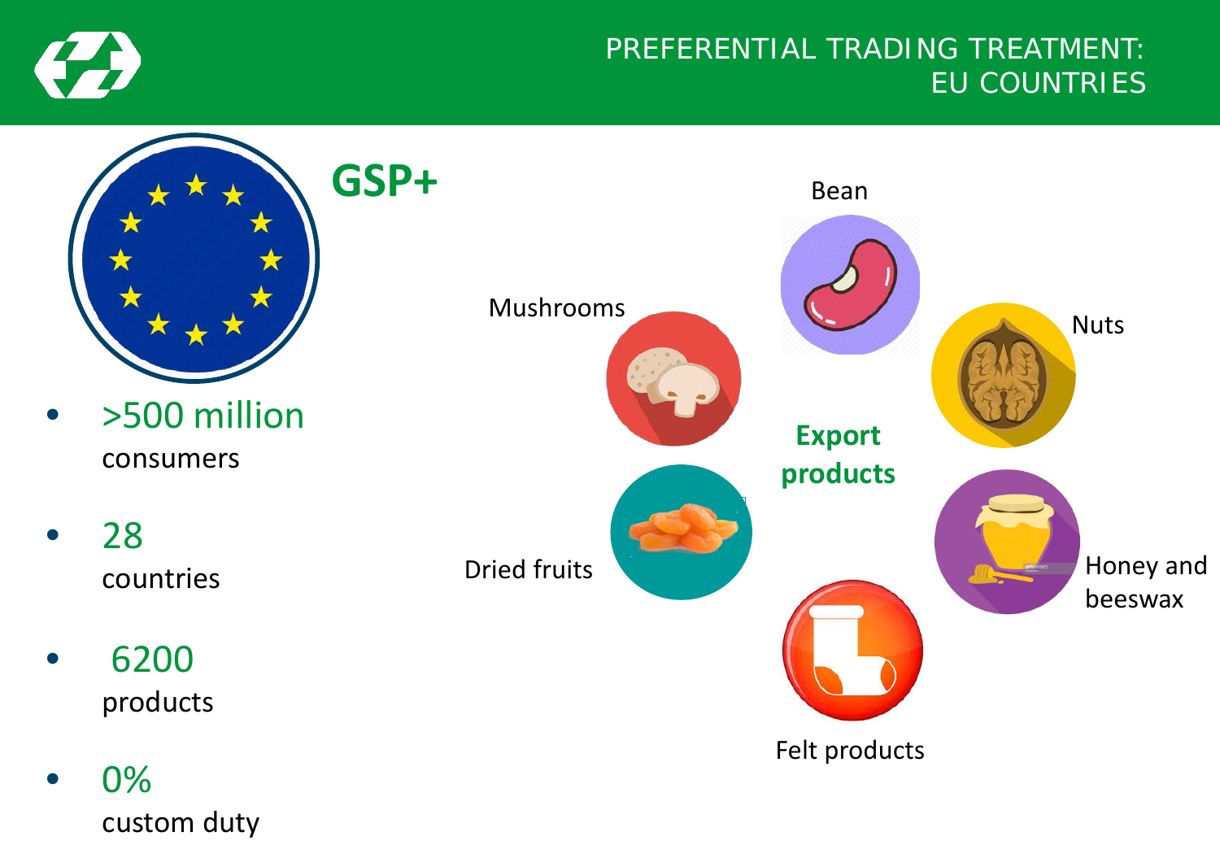# PREFERENTIAL TRADING TREATMENT: EU COUNTRIES

## GSP+

- >500 million consumers
- 28 countries
- 6200 products
- 0% custom duty

**Export products**

- Bean
- Nuts
- Honey and beeswax
- Felt products
- Dried fruits
- Mushrooms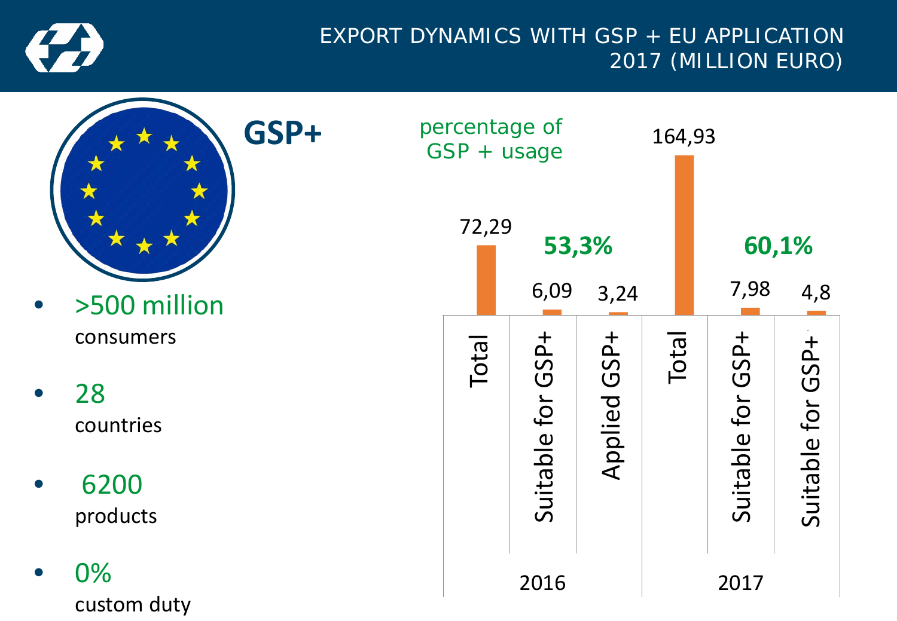# EXPORT DYNAMICS WITH GSP + EU APPLICATION 2017 (MILLION EURO)

## GSP+

- >500 million consumers
- 28 countries
- 6200 products
- 0% custom duty

percentage of GSP + usage

| Year | Category | Value |
|---|---|---|
| 2016 | Total | 72,29 |
| 2016 | Suitable for GSP+ | 6,09 |
| 2016 | Applied GSP+ | 3,24 |
| 2017 | Total | 164,93 |
| 2017 | Suitable for GSP+ | 7,98 |
| 2017 | Suitable for GSP+ | 4,8 |

2016: **53,3%**

2017: **60,1%**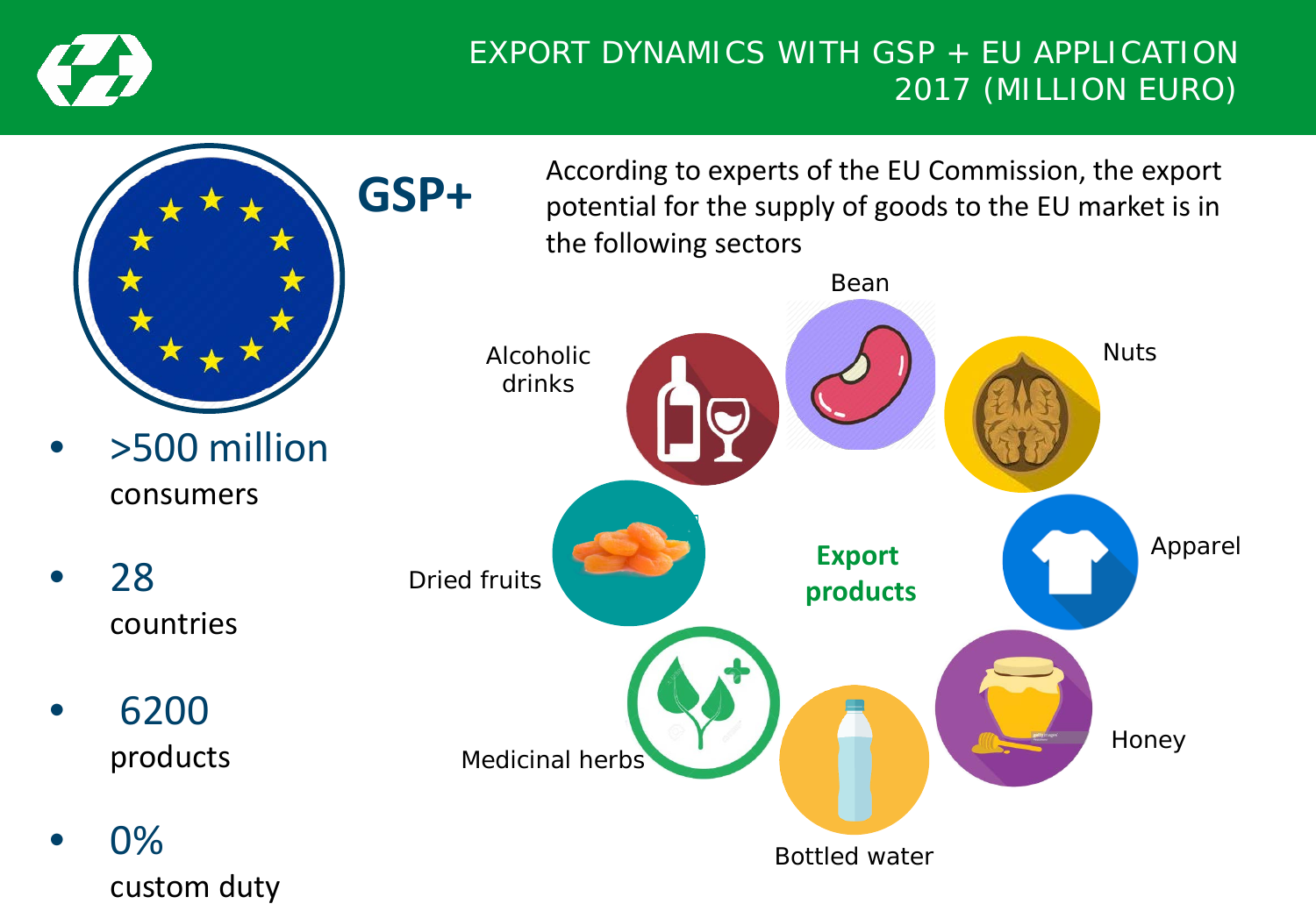# EXPORT DYNAMICS WITH GSP + EU APPLICATION 2017 (MILLION EURO)

## GSP+

- **>500 million** consumers
- **28** countries
- **6200** products
- **0%** custom duty

According to experts of the EU Commission, the export potential for the supply of goods to the EU market is in the following sectors

**Export products**

- Bean
- Nuts
- Apparel
- Honey
- Bottled water
- Medicinal herbs
- Dried fruits
- Alcoholic drinks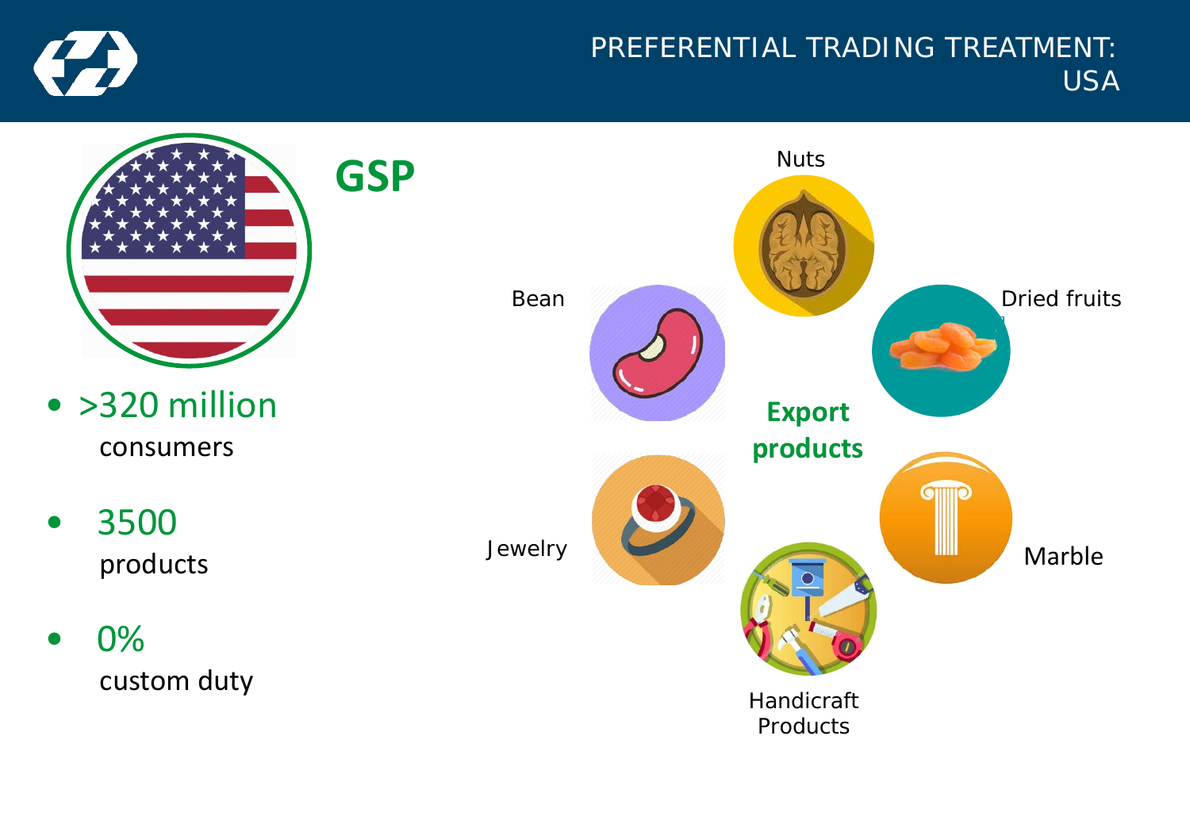# PREFERENTIAL TRADING TREATMENT: USA

## GSP

- >320 million consumers
- 3500 products
- 0% custom duty

**Export products**

- Nuts
- Bean
- Dried fruits
- Jewelry
- Marble
- Handicraft Products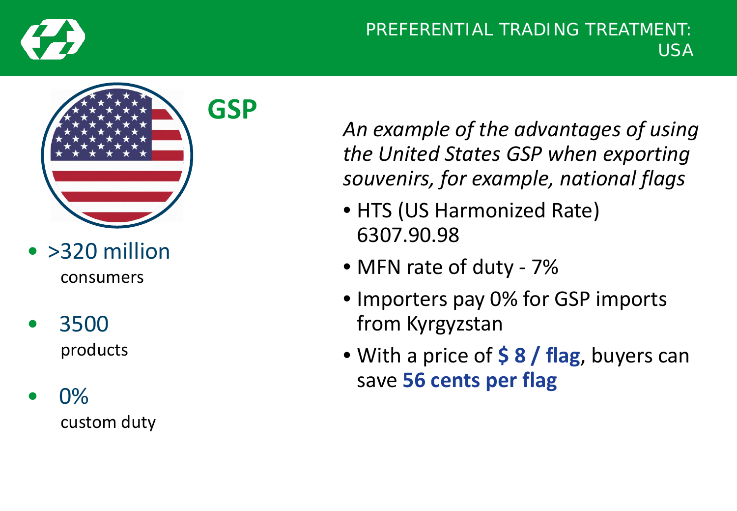# PREFERENTIAL TRADING TREATMENT: USA

## GSP

- **>320 million** consumers
- **3500** products
- **0%** custom duty

*An example of the advantages of using the United States GSP when exporting souvenirs, for example, national flags*

- HTS (US Harmonized Rate) 6307.90.98
- MFN rate of duty - 7%
- Importers pay 0% for GSP imports from Kyrgyzstan
- With a price of **$ 8 / flag**, buyers can save **56 cents per flag**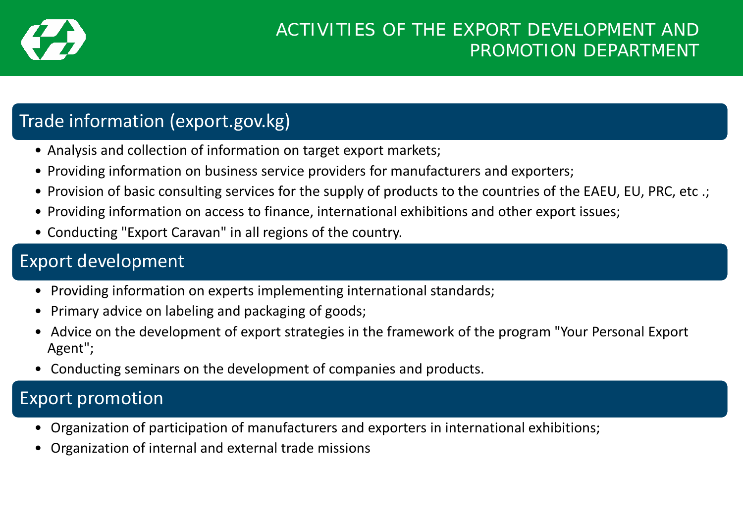# ACTIVITIES OF THE EXPORT DEVELOPMENT AND PROMOTION DEPARTMENT

## Trade information (export.gov.kg)

- Analysis and collection of information on target export markets;
- Providing information on business service providers for manufacturers and exporters;
- Provision of basic consulting services for the supply of products to the countries of the EAEU, EU, PRC, etc .;
- Providing information on access to finance, international exhibitions and other export issues;
- Conducting "Export Caravan" in all regions of the country.

## Export development

- Providing information on experts implementing international standards;
- Primary advice on labeling and packaging of goods;
- Advice on the development of export strategies in the framework of the program "Your Personal Export Agent";
- Conducting seminars on the development of companies and products.

## Export promotion

- Organization of participation of manufacturers and exporters in international exhibitions;
- Organization of internal and external trade missions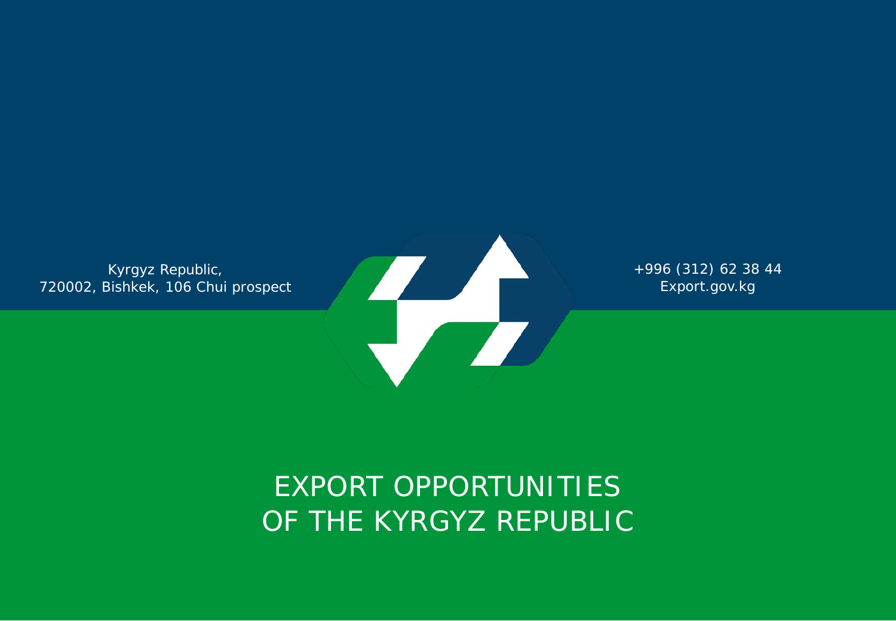Kyrgyz Republic,
720002, Bishkek, 106 Chui prospect

+996 (312) 62 38 44
Export.gov.kg

# EXPORT OPPORTUNITIES OF THE KYRGYZ REPUBLIC